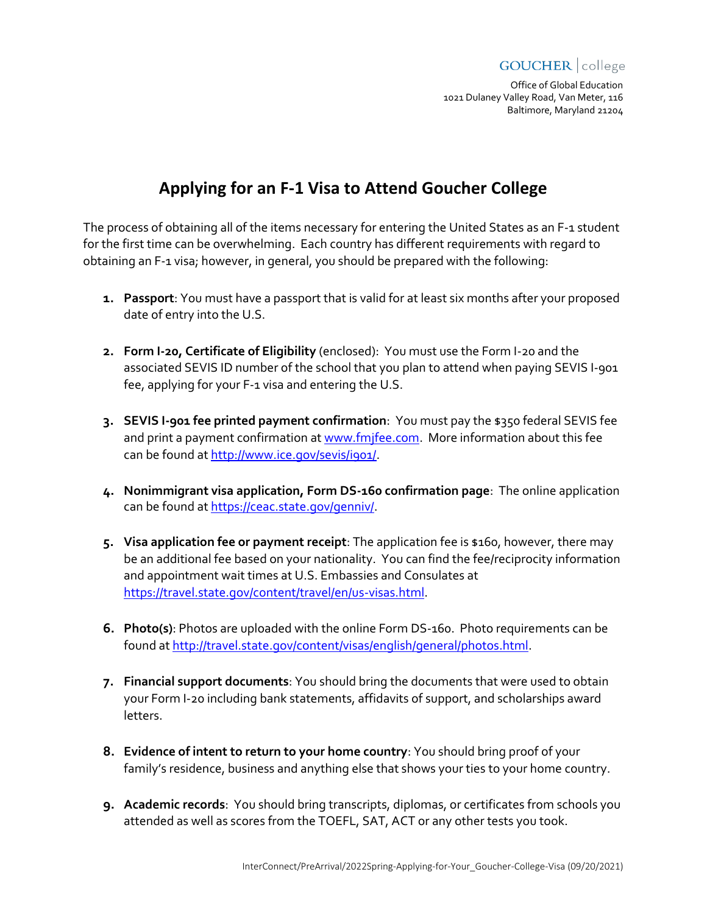GOUCHER | college

Office of Global Education
1021 Dulaney Valley Road, Van Meter, 116
Baltimore, Maryland 21204

# Applying for an F-1 Visa to Attend Goucher College

The process of obtaining all of the items necessary for entering the United States as an F-1 student for the first time can be overwhelming. Each country has different requirements with regard to obtaining an F-1 visa; however, in general, you should be prepared with the following:

1. **Passport**: You must have a passport that is valid for at least six months after your proposed date of entry into the U.S.

2. **Form I-20, Certificate of Eligibility** (enclosed): You must use the Form I-20 and the associated SEVIS ID number of the school that you plan to attend when paying SEVIS I-901 fee, applying for your F-1 visa and entering the U.S.

3. **SEVIS I-901 fee printed payment confirmation**: You must pay the $350 federal SEVIS fee and print a payment confirmation at [www.fmjfee.com](www.fmjfee.com). More information about this fee can be found at [http://www.ice.gov/sevis/i901/](http://www.ice.gov/sevis/i901/).

4. **Nonimmigrant visa application, Form DS-160 confirmation page**: The online application can be found at [https://ceac.state.gov/genniv/](https://ceac.state.gov/genniv/).

5. **Visa application fee or payment receipt**: The application fee is $160, however, there may be an additional fee based on your nationality. You can find the fee/reciprocity information and appointment wait times at U.S. Embassies and Consulates at [https://travel.state.gov/content/travel/en/us-visas.html](https://travel.state.gov/content/travel/en/us-visas.html).

6. **Photo(s)**: Photos are uploaded with the online Form DS-160. Photo requirements can be found at [http://travel.state.gov/content/visas/english/general/photos.html](http://travel.state.gov/content/visas/english/general/photos.html).

7. **Financial support documents**: You should bring the documents that were used to obtain your Form I-20 including bank statements, affidavits of support, and scholarships award letters.

8. **Evidence of intent to return to your home country**: You should bring proof of your family's residence, business and anything else that shows your ties to your home country.

9. **Academic records**: You should bring transcripts, diplomas, or certificates from schools you attended as well as scores from the TOEFL, SAT, ACT or any other tests you took.

InterConnect/PreArrival/2022Spring-Applying-for-Your_Goucher-College-Visa (09/20/2021)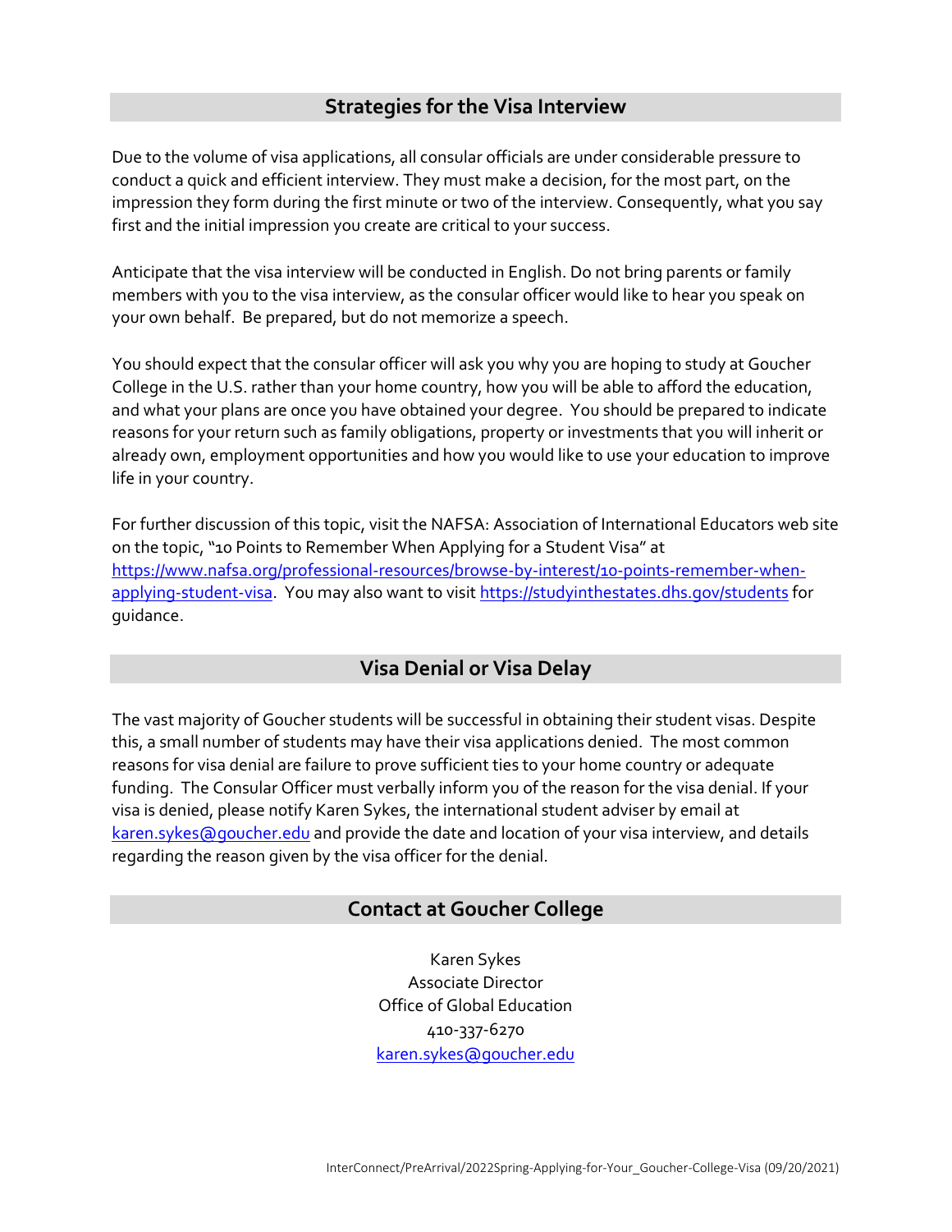## Strategies for the Visa Interview

Due to the volume of visa applications, all consular officials are under considerable pressure to conduct a quick and efficient interview. They must make a decision, for the most part, on the impression they form during the first minute or two of the interview. Consequently, what you say first and the initial impression you create are critical to your success.

Anticipate that the visa interview will be conducted in English. Do not bring parents or family members with you to the visa interview, as the consular officer would like to hear you speak on your own behalf. Be prepared, but do not memorize a speech.

You should expect that the consular officer will ask you why you are hoping to study at Goucher College in the U.S. rather than your home country, how you will be able to afford the education, and what your plans are once you have obtained your degree. You should be prepared to indicate reasons for your return such as family obligations, property or investments that you will inherit or already own, employment opportunities and how you would like to use your education to improve life in your country.

For further discussion of this topic, visit the NAFSA: Association of International Educators web site on the topic, "10 Points to Remember When Applying for a Student Visa" at [https://www.nafsa.org/professional-resources/browse-by-interest/10-points-remember-when-applying-student-visa](https://www.nafsa.org/professional-resources/browse-by-interest/10-points-remember-when-applying-student-visa). You may also want to visit [https://studyinthestates.dhs.gov/students](https://studyinthestates.dhs.gov/students) for guidance.

## Visa Denial or Visa Delay

The vast majority of Goucher students will be successful in obtaining their student visas. Despite this, a small number of students may have their visa applications denied. The most common reasons for visa denial are failure to prove sufficient ties to your home country or adequate funding. The Consular Officer must verbally inform you of the reason for the visa denial. If your visa is denied, please notify Karen Sykes, the international student adviser by email at [karen.sykes@goucher.edu](mailto:karen.sykes@goucher.edu) and provide the date and location of your visa interview, and details regarding the reason given by the visa officer for the denial.

## Contact at Goucher College

Karen Sykes
Associate Director
Office of Global Education
410-337-6270
[karen.sykes@goucher.edu](mailto:karen.sykes@goucher.edu)

InterConnect/PreArrival/2022Spring-Applying-for-Your_Goucher-College-Visa (09/20/2021)